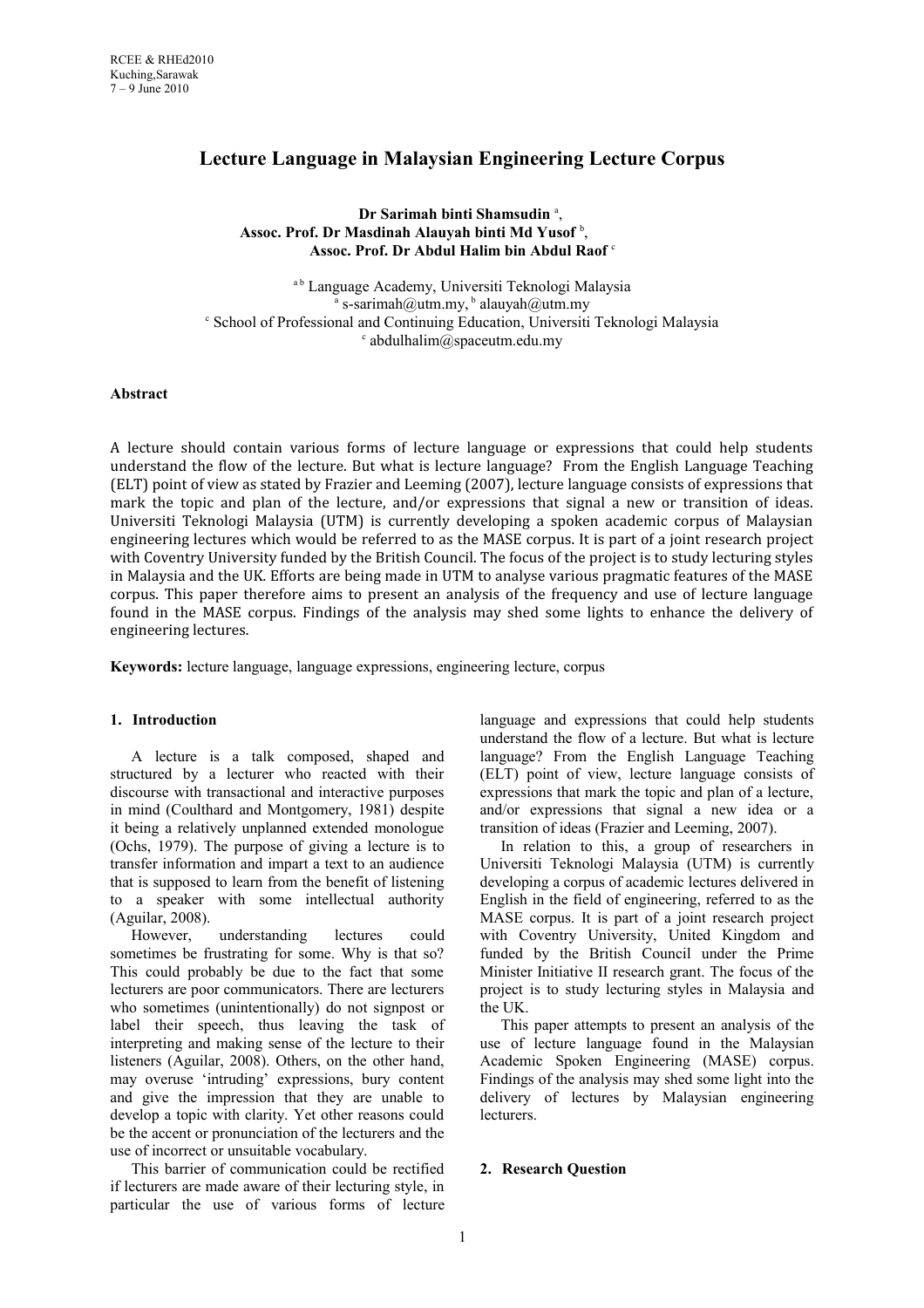# Lecture Language in Malaysian Engineering Lecture Corpus

**Dr Sarimah binti Shamsudin** [a],
**Assoc. Prof. Dr Masdinah Alauyah binti Md Yusof** [b],
**Assoc. Prof. Dr Abdul Halim bin Abdul Raof** [c]

[a b] Language Academy, Universiti Teknologi Malaysia
[a] s-sarimah@utm.my, [b] alauyah@utm.my
[c] School of Professional and Continuing Education, Universiti Teknologi Malaysia
[c] abdulhalim@spaceutm.edu.my

**Abstract**

A lecture should contain various forms of lecture language or expressions that could help students understand the flow of the lecture. But what is lecture language? From the English Language Teaching (ELT) point of view as stated by Frazier and Leeming (2007), lecture language consists of expressions that mark the topic and plan of the lecture, and/or expressions that signal a new or transition of ideas. Universiti Teknologi Malaysia (UTM) is currently developing a spoken academic corpus of Malaysian engineering lectures which would be referred to as the MASE corpus. It is part of a joint research project with Coventry University funded by the British Council. The focus of the project is to study lecturing styles in Malaysia and the UK. Efforts are being made in UTM to analyse various pragmatic features of the MASE corpus. This paper therefore aims to present an analysis of the frequency and use of lecture language found in the MASE corpus. Findings of the analysis may shed some lights to enhance the delivery of engineering lectures.

**Keywords:** lecture language, language expressions, engineering lecture, corpus

## 1. Introduction

A lecture is a talk composed, shaped and structured by a lecturer who reacted with their discourse with transactional and interactive purposes in mind (Coulthard and Montgomery, 1981) despite it being a relatively unplanned extended monologue (Ochs, 1979). The purpose of giving a lecture is to transfer information and impart a text to an audience that is supposed to learn from the benefit of listening to a speaker with some intellectual authority (Aguilar, 2008).

However, understanding lectures could sometimes be frustrating for some. Why is that so? This could probably be due to the fact that some lecturers are poor communicators. There are lecturers who sometimes (unintentionally) do not signpost or label their speech, thus leaving the task of interpreting and making sense of the lecture to their listeners (Aguilar, 2008). Others, on the other hand, may overuse 'intruding' expressions, bury content and give the impression that they are unable to develop a topic with clarity. Yet other reasons could be the accent or pronunciation of the lecturers and the use of incorrect or unsuitable vocabulary.

This barrier of communication could be rectified if lecturers are made aware of their lecturing style, in particular the use of various forms of lecture language and expressions that could help students understand the flow of a lecture. But what is lecture language? From the English Language Teaching (ELT) point of view, lecture language consists of expressions that mark the topic and plan of a lecture, and/or expressions that signal a new idea or a transition of ideas (Frazier and Leeming, 2007).

In relation to this, a group of researchers in Universiti Teknologi Malaysia (UTM) is currently developing a corpus of academic lectures delivered in English in the field of engineering, referred to as the MASE corpus. It is part of a joint research project with Coventry University, United Kingdom and funded by the British Council under the Prime Minister Initiative II research grant. The focus of the project is to study lecturing styles in Malaysia and the UK.

This paper attempts to present an analysis of the use of lecture language found in the Malaysian Academic Spoken Engineering (MASE) corpus. Findings of the analysis may shed some light into the delivery of lectures by Malaysian engineering lecturers.

## 2. Research Question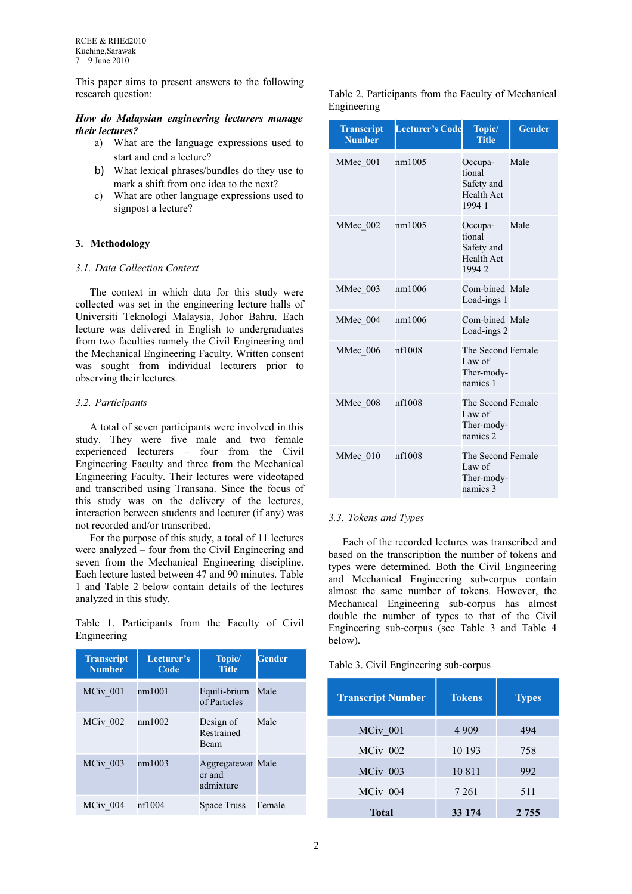This paper aims to present answers to the following research question:

***How do Malaysian engineering lecturers manage their lectures?***

a) What are the language expressions used to start and end a lecture?
b) What lexical phrases/bundles do they use to mark a shift from one idea to the next?
c) What are other language expressions used to signpost a lecture?

## 3. Methodology

### *3.1. Data Collection Context*

The context in which data for this study were collected was set in the engineering lecture halls of Universiti Teknologi Malaysia, Johor Bahru. Each lecture was delivered in English to undergraduates from two faculties namely the Civil Engineering and the Mechanical Engineering Faculty. Written consent was sought from individual lecturers prior to observing their lectures.

### *3.2. Participants*

A total of seven participants were involved in this study. They were five male and two female experienced lecturers – four from the Civil Engineering Faculty and three from the Mechanical Engineering Faculty. Their lectures were videotaped and transcribed using Transana. Since the focus of this study was on the delivery of the lectures, interaction between students and lecturer (if any) was not recorded and/or transcribed.

For the purpose of this study, a total of 11 lectures were analyzed – four from the Civil Engineering and seven from the Mechanical Engineering discipline. Each lecture lasted between 47 and 90 minutes. Table 1 and Table 2 below contain details of the lectures analyzed in this study.

Table 1. Participants from the Faculty of Civil Engineering

| Transcript Number | Lecturer's Code | Topic/ Title | Gender |
|---|---|---|---|
| MCiv_001 | nm1001 | Equili-brium of Particles | Male |
| MCiv_002 | nm1002 | Design of Restrained Beam | Male |
| MCiv_003 | nm1003 | Aggregatewater and admixture | Male |
| MCiv_004 | nf1004 | Space Truss | Female |

Table 2. Participants from the Faculty of Mechanical Engineering

| Transcript Number | Lecturer's Code | Topic/ Title | Gender |
|---|---|---|---|
| MMec_001 | nm1005 | Occupa-tional Safety and Health Act 1994 1 | Male |
| MMec_002 | nm1005 | Occupa-tional Safety and Health Act 1994 2 | Male |
| MMec_003 | nm1006 | Com-bined Load-ings 1 | Male |
| MMec_004 | nm1006 | Com-bined Load-ings 2 | Male |
| MMec_006 | nf1008 | The Second Law of Ther-mody-namics 1 | Female |
| MMec_008 | nf1008 | The Second Law of Ther-mody-namics 2 | Female |
| MMec_010 | nf1008 | The Second Law of Ther-mody-namics 3 | Female |

### *3.3. Tokens and Types*

Each of the recorded lectures was transcribed and based on the transcription the number of tokens and types were determined. Both the Civil Engineering and Mechanical Engineering sub-corpus contain almost the same number of tokens. However, the Mechanical Engineering sub-corpus has almost double the number of types to that of the Civil Engineering sub-corpus (see Table 3 and Table 4 below).

Table 3. Civil Engineering sub-corpus

| Transcript Number | Tokens | Types |
|---|---|---|
| MCiv_001 | 4 909 | 494 |
| MCiv_002 | 10 193 | 758 |
| MCiv_003 | 10 811 | 992 |
| MCiv_004 | 7 261 | 511 |
| **Total** | **33 174** | **2 755** |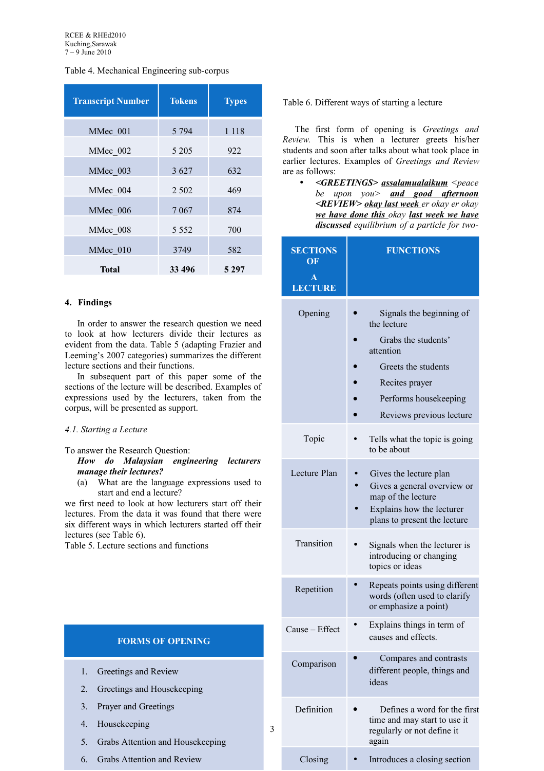Table 4. Mechanical Engineering sub-corpus

| Transcript Number | Tokens | Types |
|---|---|---|
| MMec_001 | 5 794 | 1 118 |
| MMec_002 | 5 205 | 922 |
| MMec_003 | 3 627 | 632 |
| MMec_004 | 2 502 | 469 |
| MMec_006 | 7 067 | 874 |
| MMec_008 | 5 552 | 700 |
| MMec_010 | 3749 | 582 |
| **Total** | **33 496** | **5 297** |

## 4. Findings

In order to answer the research question we need to look at how lecturers divide their lectures as evident from the data. Table 5 (adapting Frazier and Leeming's 2007 categories) summarizes the different lecture sections and their functions.

In subsequent part of this paper some of the sections of the lecture will be described. Examples of expressions used by the lecturers, taken from the corpus, will be presented as support.

### *4.1. Starting a Lecture*

To answer the Research Question:

***How do Malaysian engineering lecturers manage their lectures?***

(a) What are the language expressions used to start and end a lecture?

we first need to look at how lecturers start off their lectures. From the data it was found that there were six different ways in which lecturers started off their lectures (see Table 6).

Table 5. Lecture sections and functions

| SECTIONS OF A LECTURE | FUNCTIONS |
|---|---|
| Opening | • Signals the beginning of the lecture<br>• Grabs the students' attention<br>• Greets the students<br>• Recites prayer<br>• Performs housekeeping<br>• Reviews previous lecture |
| Topic | • Tells what the topic is going to be about |
| Lecture Plan | • Gives the lecture plan<br>• Gives a general overview or map of the lecture<br>• Explains how the lecturer plans to present the lecture |
| Transition | • Signals when the lecturer is introducing or changing topics or ideas |
| Repetition | • Repeats points using different words (often used to clarify or emphasize a point) |
| Cause – Effect | • Explains things in term of causes and effects. |
| Comparison | • Compares and contrasts different people, things and ideas |
| Definition | • Defines a word for the first time and may start to use it regularly or not define it again |
| Closing | • Introduces a closing section |

| FORMS OF OPENING |
|---|
| 1. Greetings and Review |
| 2. Greetings and Housekeeping |
| 3. Prayer and Greetings |
| 4. Housekeeping |
| 5. Grabs Attention and Housekeeping |
| 6. Grabs Attention and Review |

Table 6. Different ways of starting a lecture

The first form of opening is *Greetings and Review.* This is when a lecturer greets his/her students and soon after talks about what took place in earlier lectures. Examples of *Greetings and Review* are as follows:

- ***<GREETINGS>*** ***assalamualaikum*** *<peace be upon you>* ***and good afternoon*** ***<REVIEW>*** ***okay last week*** *er okay er okay* ***we have done this*** *okay* ***last week we have discussed*** *equilibrium of a particle for two-*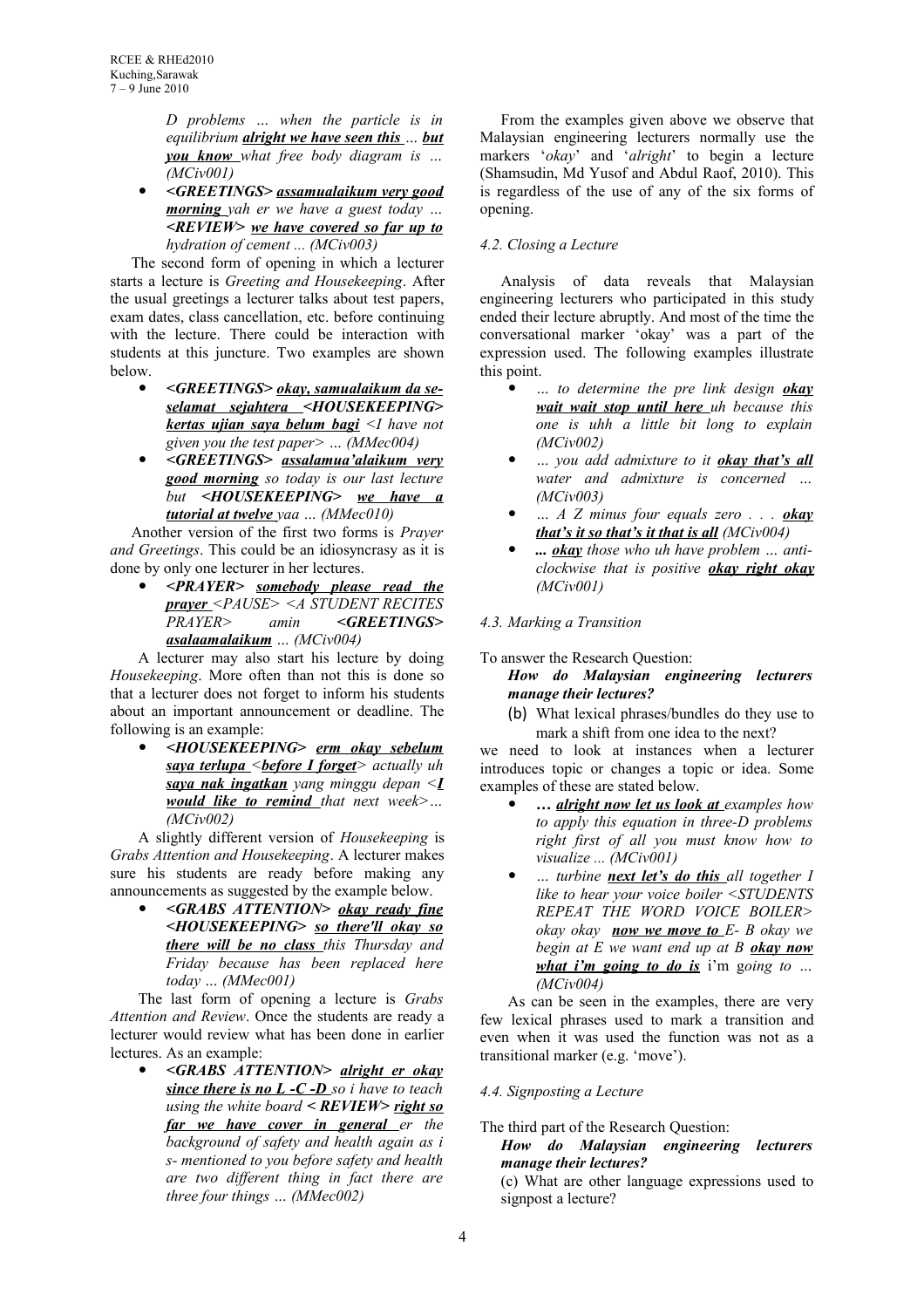- *D problems … when the particle is in equilibrium* ***alright we have seen this*** *…* ***but you know*** *what free body diagram is … (MCiv001)*
- ***<GREETINGS> assamualaikum very good morning*** *yah er we have a guest today …* ***<REVIEW>*** ***we have covered so far up to*** *hydration of cement ... (MCiv003)*

The second form of opening in which a lecturer starts a lecture is *Greeting and Housekeeping*. After the usual greetings a lecturer talks about test papers, exam dates, class cancellation, etc. before continuing with the lecture. There could be interaction with students at this juncture. Two examples are shown below.

- ***<GREETINGS> okay, samualaikum da se-selamat sejahtera <HOUSEKEEPING> kertas ujian saya belum bagi*** *<I have not given you the test paper> … (MMec004)*
- ***<GREETINGS> assalamua'alaikum very good morning*** *so today is our last lecture but* ***<HOUSEKEEPING> we have a tutorial at twelve*** *yaa … (MMec010)*

Another version of the first two forms is *Prayer and Greetings*. This could be an idiosyncrasy as it is done by only one lecturer in her lectures.

- ***<PRAYER> somebody please read the prayer*** *<PAUSE> <A STUDENT RECITES PRAYER> amin* ***<GREETINGS> asalaamalaikum*** *… (MCiv004)*

A lecturer may also start his lecture by doing *Housekeeping*. More often than not this is done so that a lecturer does not forget to inform his students about an important announcement or deadline. The following is an example:

- ***<HOUSEKEEPING> erm okay sebelum saya terlupa*** *<****before I forget****> actually uh* ***saya nak ingatkan*** *yang minggu depan <****I would like to remind*** *that next week>… (MCiv002)*

A slightly different version of *Housekeeping* is *Grabs Attention and Housekeeping*. A lecturer makes sure his students are ready before making any announcements as suggested by the example below.

- ***<GRABS ATTENTION> okay ready fine <HOUSEKEEPING> so there'll okay so there will be no class*** *this Thursday and Friday because has been replaced here today … (MMec001)*

The last form of opening a lecture is *Grabs Attention and Review*. Once the students are ready a lecturer would review what has been done in earlier lectures. As an example:

- ***<GRABS ATTENTION> alright er okay since there is no L -C -D*** *so i have to teach using the white board* ***< REVIEW> right so far we have cover in general*** *er the background of safety and health again as i s- mentioned to you before safety and health are two different thing in fact there are three four things … (MMec002)*

From the examples given above we observe that Malaysian engineering lecturers normally use the markers '*okay*' and '*alright*' to begin a lecture (Shamsudin, Md Yusof and Abdul Raof, 2010). This is regardless of the use of any of the six forms of opening.

#### *4.2. Closing a Lecture*

Analysis of data reveals that Malaysian engineering lecturers who participated in this study ended their lecture abruptly. And most of the time the conversational marker 'okay' was a part of the expression used. The following examples illustrate this point.

- *… to determine the pre link design* ***okay wait wait stop until here*** *uh because this one is uhh a little bit long to explain (MCiv002)*
- *… you add admixture to it* ***okay that's all*** *water and admixture is concerned … (MCiv003)*
- *… A Z minus four equals zero . . .* ***okay that's it so that's it that is all*** *(MCiv004)*
- ***...*** ***okay*** *those who uh have problem … anti-clockwise that is positive* ***okay right okay*** *(MCiv001)*

#### *4.3. Marking a Transition*

To answer the Research Question:

***How do Malaysian engineering lecturers manage their lectures?***

(b) What lexical phrases/bundles do they use to mark a shift from one idea to the next?

we need to look at instances when a lecturer introduces topic or changes a topic or idea. Some examples of these are stated below.

- ***… alright now let us look at*** *examples how to apply this equation in three-D problems right first of all you must know how to visualize ... (MCiv001)*
- *… turbine* ***next let's do this*** *all together I like to hear your voice boiler <STUDENTS REPEAT THE WORD VOICE BOILER> okay okay* ***now we move to*** *E- B okay we begin at E we want end up at B* ***okay now what i'm going to do is*** i'm g*oing to … (MCiv004)*

As can be seen in the examples, there are very few lexical phrases used to mark a transition and even when it was used the function was not as a transitional marker (e.g. 'move').

#### *4.4. Signposting a Lecture*

The third part of the Research Question:

***How do Malaysian engineering lecturers manage their lectures?***

(c) What are other language expressions used to signpost a lecture?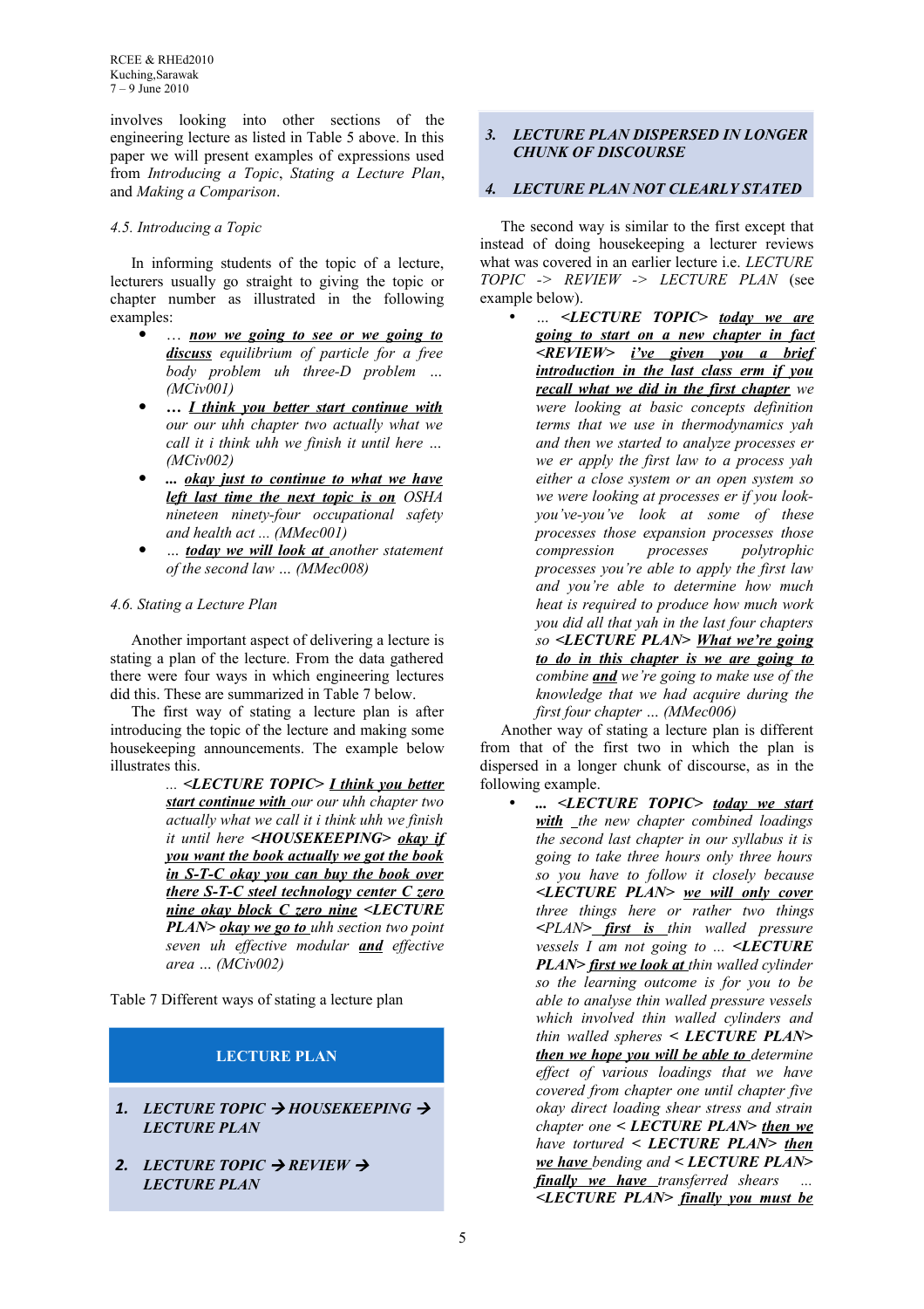involves looking into other sections of the engineering lecture as listed in Table 5 above. In this paper we will present examples of expressions used from *Introducing a Topic*, *Stating a Lecture Plan*, and *Making a Comparison*.

*4.5. Introducing a Topic*

In informing students of the topic of a lecture, lecturers usually go straight to giving the topic or chapter number as illustrated in the following examples:

- *… **now we going to see or we going to discuss** equilibrium of particle for a free body problem uh three-D problem … (MCiv001)*
- *… **I think you better start continue with** our our uhh chapter two actually what we call it i think uhh we finish it until here … (MCiv002)*
- *... **okay just to continue to what we have left last time the next topic is on** OSHA nineteen ninety-four occupational safety and health act ... (MMec001)*
- *… **today we will look at** another statement of the second law … (MMec008)*

*4.6. Stating a Lecture Plan*

Another important aspect of delivering a lecture is stating a plan of the lecture. From the data gathered there were four ways in which engineering lectures did this. These are summarized in Table 7 below.

The first way of stating a lecture plan is after introducing the topic of the lecture and making some housekeeping announcements. The example below illustrates this.

> *... **<LECTURE TOPIC> I think you better start continue with** our our uhh chapter two actually what we call it i think uhh we finish it until here **<HOUSEKEEPING> okay if you want the book actually we got the book in S-T-C okay you can buy the book over there S-T-C steel technology center C zero nine okay block C zero nine <LECTURE PLAN> okay we go to** uhh section two point seven uh effective modular **and** effective area … (MCiv002)*

Table 7 Different ways of stating a lecture plan

| LECTURE PLAN |
|---|
| ***1. LECTURE TOPIC → HOUSEKEEPING → LECTURE PLAN*** |
| ***2. LECTURE TOPIC → REVIEW → LECTURE PLAN*** |
| ***3. LECTURE PLAN DISPERSED IN LONGER CHUNK OF DISCOURSE*** |
| ***4. LECTURE PLAN NOT CLEARLY STATED*** |

The second way is similar to the first except that instead of doing housekeeping a lecturer reviews what was covered in an earlier lecture i.e. *LECTURE TOPIC -> REVIEW -> LECTURE PLAN* (see example below).

- *... **<LECTURE TOPIC> today we are going to start on a new chapter in fact <REVIEW> i've given you a brief introduction in the last class erm if you recall what we did in the first chapter** we were looking at basic concepts definition terms that we use in thermodynamics yah and then we started to analyze processes er we er apply the first law to a process yah either a close system or an open system so we were looking at processes er if you look-you've-you've look at some of these processes those expansion processes those compression processes polytrophic processes you're able to apply the first law and you're able to determine how much heat is required to produce how much work you did all that yah in the last four chapters so **<LECTURE PLAN> What we're going to do in this chapter is we are going to** combine **and** we're going to make use of the knowledge that we had acquire during the first four chapter … (MMec006)*

Another way of stating a lecture plan is different from that of the first two in which the plan is dispersed in a longer chunk of discourse, as in the following example.

- *... **<LECTURE TOPIC> today we start with** the new chapter combined loadings the second last chapter in our syllabus it is going to take three hours only three hours so you have to follow it closely because **<LECTURE PLAN> we will only cover** three things here or rather two things **<PLAN> first is** thin walled pressure vessels I am not going to ... **<LECTURE PLAN> first we look at** thin walled cylinder so the learning outcome is for you to be able to analyse thin walled pressure vessels which involved thin walled cylinders and thin walled spheres **< LECTURE PLAN> then we hope you will be able to** determine effect of various loadings that we have covered from chapter one until chapter five okay direct loading shear stress and strain chapter one **< LECTURE PLAN> then we** have tortured **< LECTURE PLAN> then we have** bending and **< LECTURE PLAN> finally we have** transferred shears ... **<LECTURE PLAN> finally you must be***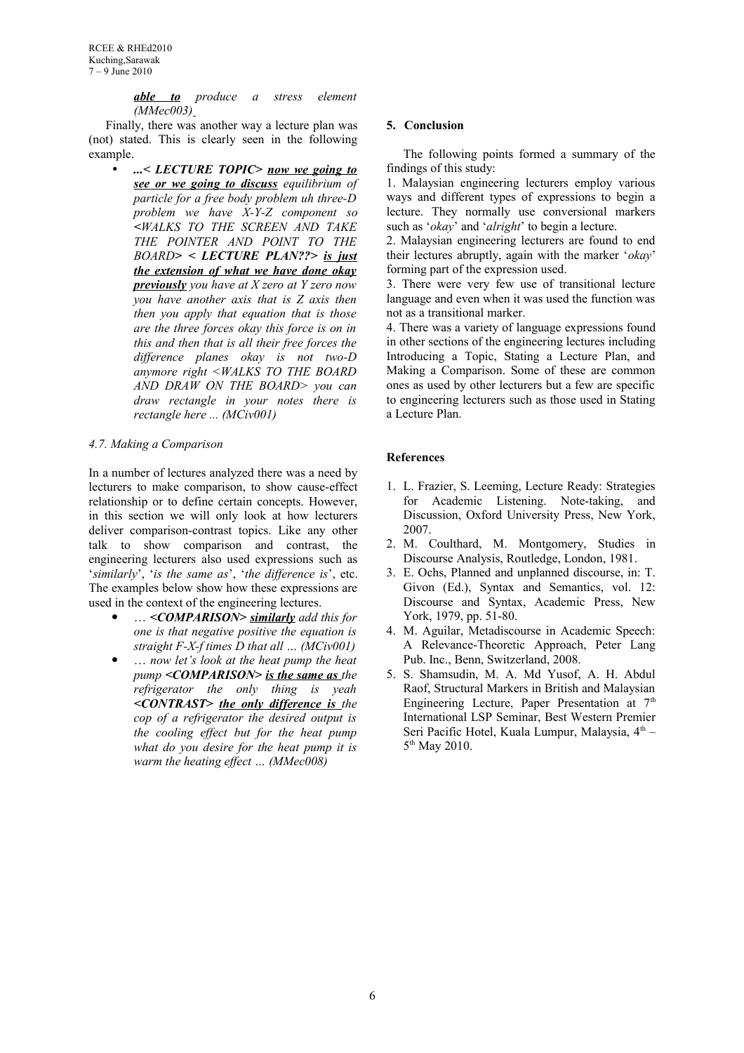***able to*** *produce a stress element (MMec003)*

Finally, there was another way a lecture plan was (not) stated. This is clearly seen in the following example.

- ***...< LECTURE TOPIC>*** ***now we going to see or we going to discuss*** *equilibrium of particle for a free body problem uh three-D problem we have X-Y-Z component so* ***<****WALKS TO THE SCREEN AND TAKE THE POINTER AND POINT TO THE BOARD****> < LECTURE PLAN??>*** ***is just the extension of what we have done okay previously*** *you have at X zero at Y zero now you have another axis that is Z axis then then you apply that equation that is those are the three forces okay this force is on in this and then that is all their free forces the difference planes okay is not two-D anymore right <WALKS TO THE BOARD AND DRAW ON THE BOARD> you can draw rectangle in your notes there is rectangle here ... (MCiv001)*

*4.7. Making a Comparison*

In a number of lectures analyzed there was a need by lecturers to make comparison, to show cause-effect relationship or to define certain concepts. However, in this section we will only look at how lecturers deliver comparison-contrast topics. Like any other talk to show comparison and contrast, the engineering lecturers also used expressions such as '*similarly*', '*is the same as*', '*the difference is*', etc. The examples below show how these expressions are used in the context of the engineering lectures.

- *…* ***<COMPARISON>*** ***similarly*** *add this for one is that negative positive the equation is straight F-X-f times D that all … (MCiv001)*
- *… now let's look at the heat pump the heat pump* ***<COMPARISON>*** ***is the same as*** *the refrigerator the only thing is yeah* ***<CONTRAST>*** ***the only difference is*** *the cop of a refrigerator the desired output is the cooling effect but for the heat pump what do you desire for the heat pump it is warm the heating effect … (MMec008)*

## 5. Conclusion

The following points formed a summary of the findings of this study:

1. Malaysian engineering lecturers employ various ways and different types of expressions to begin a lecture. They normally use conversional markers such as '*okay*' and '*alright*' to begin a lecture.
2. Malaysian engineering lecturers are found to end their lectures abruptly, again with the marker '*okay*' forming part of the expression used.
3. There were very few use of transitional lecture language and even when it was used the function was not as a transitional marker.
4. There was a variety of language expressions found in other sections of the engineering lectures including Introducing a Topic, Stating a Lecture Plan, and Making a Comparison. Some of these are common ones as used by other lecturers but a few are specific to engineering lecturers such as those used in Stating a Lecture Plan.

## References

1. L. Frazier, S. Leeming, Lecture Ready: Strategies for Academic Listening. Note-taking, and Discussion, Oxford University Press, New York, 2007.
2. M. Coulthard, M. Montgomery, Studies in Discourse Analysis, Routledge, London, 1981.
3. E. Ochs, Planned and unplanned discourse, in: T. Givon (Ed.), Syntax and Semantics, vol. 12: Discourse and Syntax, Academic Press, New York, 1979, pp. 51-80.
4. M. Aguilar, Metadiscourse in Academic Speech: A Relevance-Theoretic Approach, Peter Lang Pub. Inc., Benn, Switzerland, 2008.
5. S. Shamsudin, M. A. Md Yusof, A. H. Abdul Raof, Structural Markers in British and Malaysian Engineering Lecture, Paper Presentation at 7th International LSP Seminar, Best Western Premier Seri Pacific Hotel, Kuala Lumpur, Malaysia, 4th – 5th May 2010.